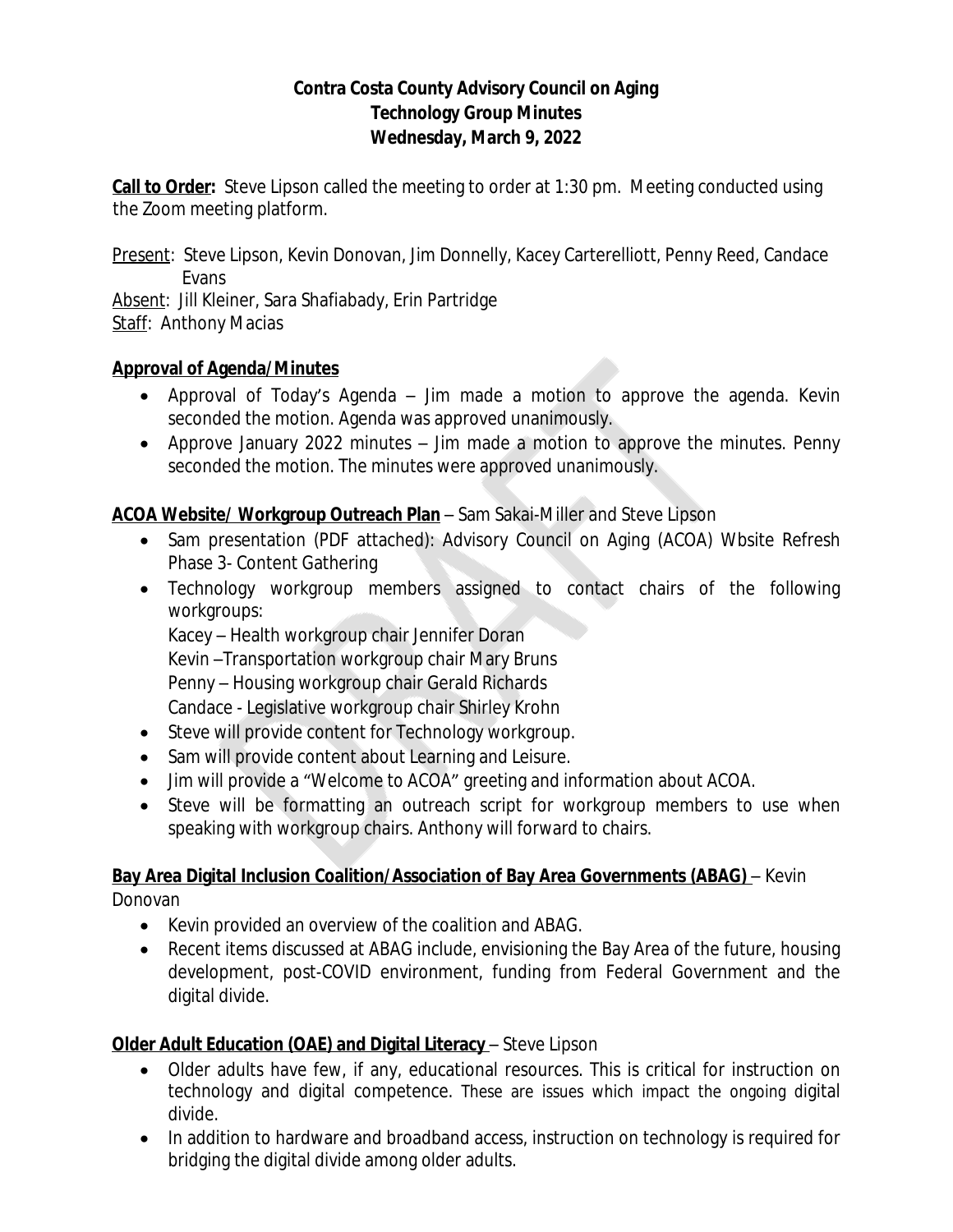**Contra Costa County Advisory Council on Aging**
**Technology Group Minutes**
**Wednesday, March 9, 2022**

**Call to Order:** Steve Lipson called the meeting to order at 1:30 pm. Meeting conducted using the Zoom meeting platform.

Present: Steve Lipson, Kevin Donovan, Jim Donnelly, Kacey Carterelliott, Penny Reed, Candace Evans
Absent: Jill Kleiner, Sara Shafiabady, Erin Partridge
Staff: Anthony Macias

**Approval of Agenda/Minutes**

- Approval of Today's Agenda – Jim made a motion to approve the agenda. Kevin seconded the motion. Agenda was approved unanimously.
- Approve January 2022 minutes – Jim made a motion to approve the minutes. Penny seconded the motion. The minutes were approved unanimously.

**ACOA Website/ Workgroup Outreach Plan** – Sam Sakai-Miller and Steve Lipson

- Sam presentation (PDF attached): Advisory Council on Aging (ACOA) Wbsite Refresh Phase 3- Content Gathering
- Technology workgroup members assigned to contact chairs of the following workgroups:
  Kacey – Health workgroup chair Jennifer Doran
  Kevin –Transportation workgroup chair Mary Bruns
  Penny – Housing workgroup chair Gerald Richards
  Candace - Legislative workgroup chair Shirley Krohn
- Steve will provide content for Technology workgroup.
- Sam will provide content about Learning and Leisure.
- Jim will provide a "Welcome to ACOA" greeting and information about ACOA.
- Steve will be formatting an outreach script for workgroup members to use when speaking with workgroup chairs. Anthony will forward to chairs.

**Bay Area Digital Inclusion Coalition/Association of Bay Area Governments (ABAG)** – Kevin Donovan

- Kevin provided an overview of the coalition and ABAG.
- Recent items discussed at ABAG include, envisioning the Bay Area of the future, housing development, post-COVID environment, funding from Federal Government and the digital divide.

**Older Adult Education (OAE) and Digital Literacy** – Steve Lipson

- Older adults have few, if any, educational resources. This is critical for instruction on technology and digital competence. These are issues which impact the ongoing digital divide.
- In addition to hardware and broadband access, instruction on technology is required for bridging the digital divide among older adults.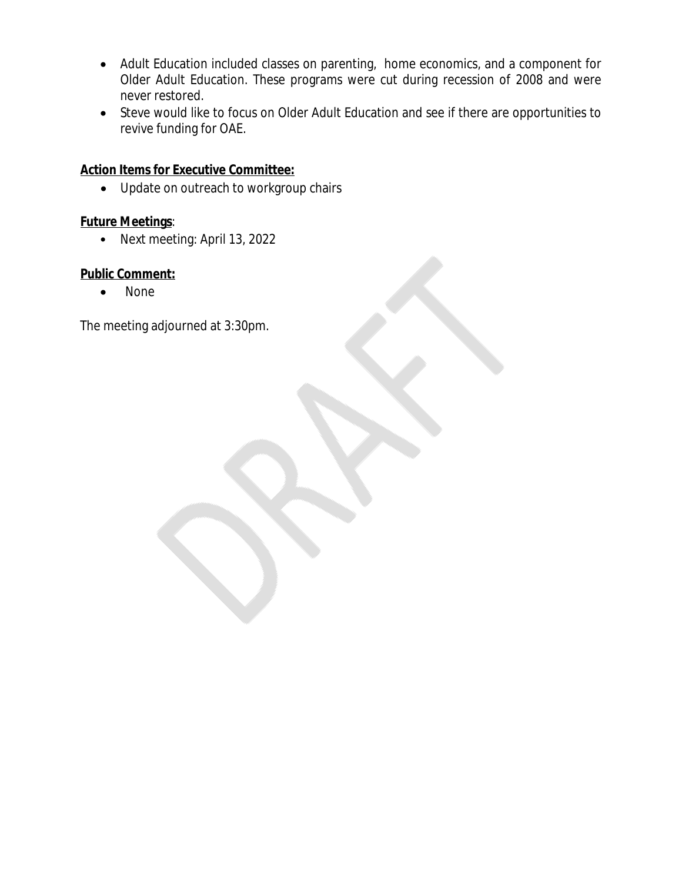- Adult Education included classes on parenting, home economics, and a component for Older Adult Education. These programs were cut during recession of 2008 and were never restored.
- Steve would like to focus on Older Adult Education and see if there are opportunities to revive funding for OAE.

**Action Items for Executive Committee:**

- Update on outreach to workgroup chairs

**Future Meetings**:

- Next meeting: April 13, 2022

**Public Comment:**

- None

The meeting adjourned at 3:30pm.